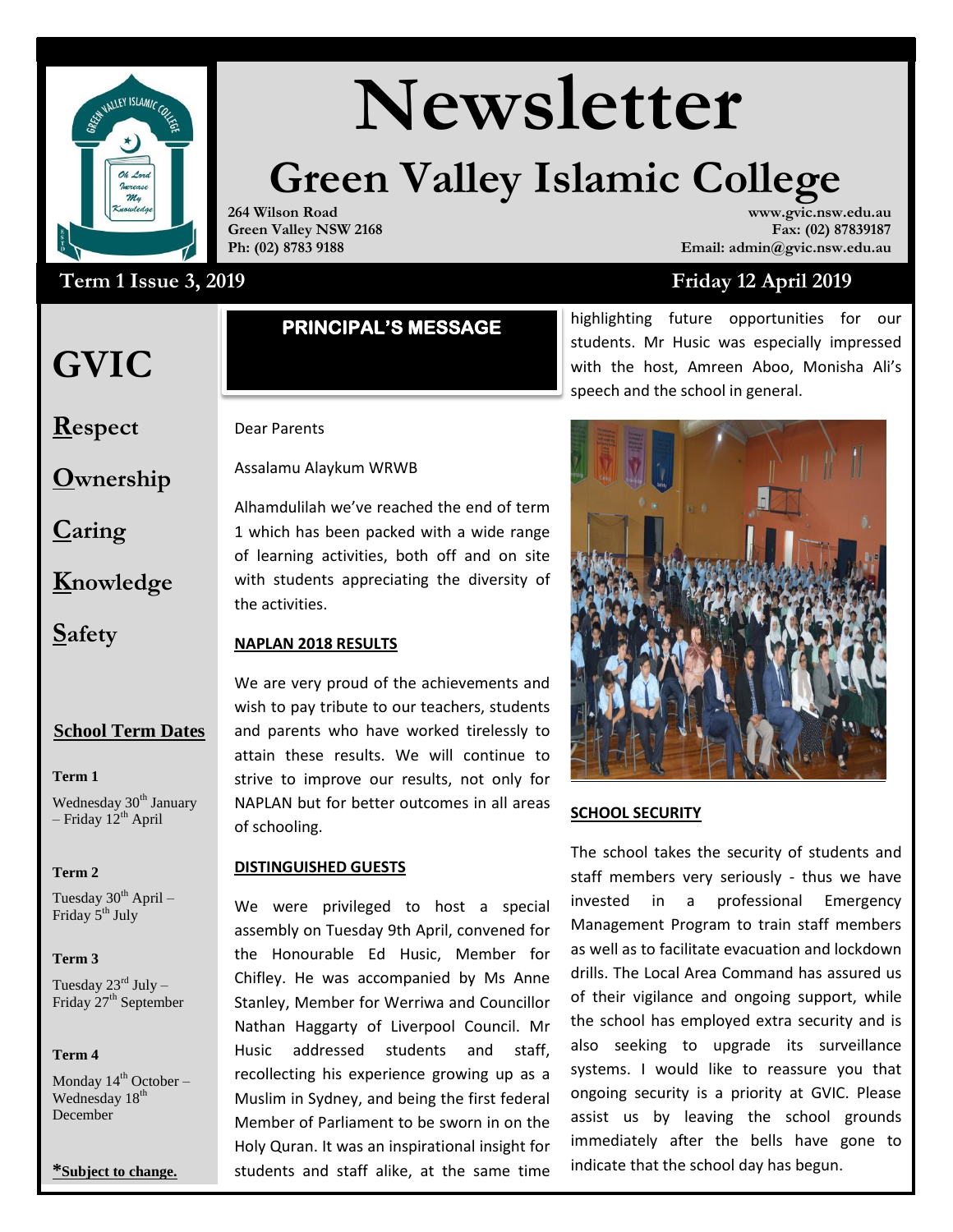# Newsletter

## Green Valley Islamic College

**264 Wilson Road**
**Green Valley NSW 2168**
**Ph: (02) 8783 9188**

**www.gvic.nsw.edu.au**
**Fax: (02) 87839187**
**Email: admin@gvic.nsw.edu.au**

**Term 1 Issue 3, 2019** | **Friday 12 April 2019**

# GVIC

**R**espect

**O**wnership

**C**aring

**K**nowledge

**S**afety

### School Term Dates

**Term 1**

Wednesday 30th January – Friday 12th April

**Term 2**

Tuesday 30th April – Friday 5th July

**Term 3**

Tuesday 23rd July – Friday 27th September

**Term 4**

Monday 14th October – Wednesday 18th December

***Subject to change.**

## PRINCIPAL'S MESSAGE

Dear Parents

Assalamu Alaykum WRWB

Alhamdulilah we've reached the end of term 1 which has been packed with a wide range of learning activities, both off and on site with students appreciating the diversity of the activities.

**NAPLAN 2018 RESULTS**

We are very proud of the achievements and wish to pay tribute to our teachers, students and parents who have worked tirelessly to attain these results. We will continue to strive to improve our results, not only for NAPLAN but for better outcomes in all areas of schooling.

**DISTINGUISHED GUESTS**

We were privileged to host a special assembly on Tuesday 9th April, convened for the Honourable Ed Husic, Member for Chifley. He was accompanied by Ms Anne Stanley, Member for Werriwa and Councillor Nathan Haggarty of Liverpool Council. Mr Husic addressed students and staff, recollecting his experience growing up as a Muslim in Sydney, and being the first federal Member of Parliament to be sworn in on the Holy Quran. It was an inspirational insight for students and staff alike, at the same time highlighting future opportunities for our students. Mr Husic was especially impressed with the host, Amreen Aboo, Monisha Ali's speech and the school in general.

**SCHOOL SECURITY**

The school takes the security of students and staff members very seriously - thus we have invested in a professional Emergency Management Program to train staff members as well as to facilitate evacuation and lockdown drills. The Local Area Command has assured us of their vigilance and ongoing support, while the school has employed extra security and is also seeking to upgrade its surveillance systems. I would like to reassure you that ongoing security is a priority at GVIC. Please assist us by leaving the school grounds immediately after the bells have gone to indicate that the school day has begun.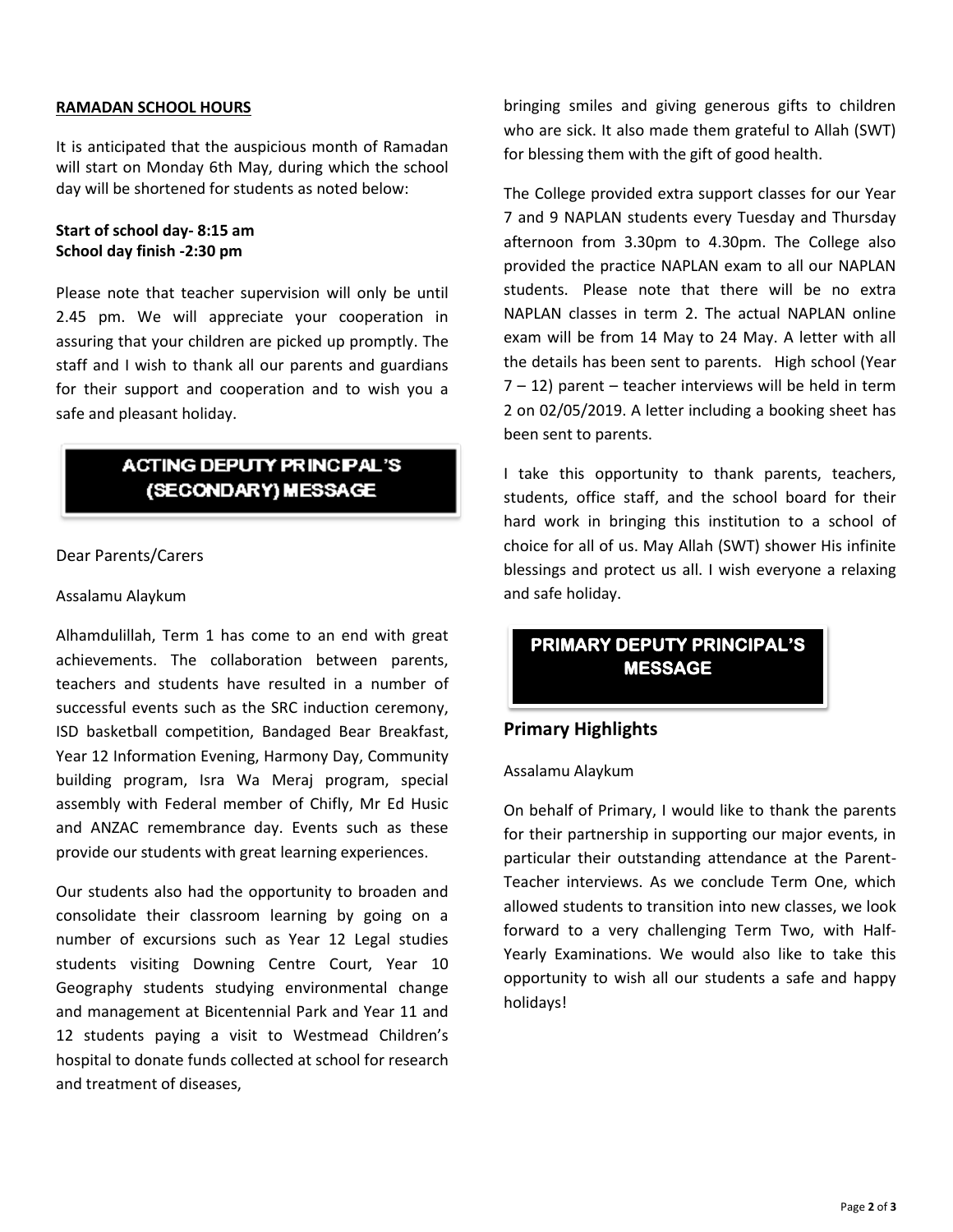**RAMADAN SCHOOL HOURS**

It is anticipated that the auspicious month of Ramadan will start on Monday 6th May, during which the school day will be shortened for students as noted below:

**Start of school day- 8:15 am**
**School day finish -2:30 pm**

Please note that teacher supervision will only be until 2.45 pm. We will appreciate your cooperation in assuring that your children are picked up promptly. The staff and I wish to thank all our parents and guardians for their support and cooperation and to wish you a safe and pleasant holiday.

## ACTING DEPUTY PRINCIPAL'S (SECONDARY) MESSAGE

Dear Parents/Carers

Assalamu Alaykum

Alhamdulillah, Term 1 has come to an end with great achievements. The collaboration between parents, teachers and students have resulted in a number of successful events such as the SRC induction ceremony, ISD basketball competition, Bandaged Bear Breakfast, Year 12 Information Evening, Harmony Day, Community building program, Isra Wa Meraj program, special assembly with Federal member of Chifly, Mr Ed Husic and ANZAC remembrance day. Events such as these provide our students with great learning experiences.

Our students also had the opportunity to broaden and consolidate their classroom learning by going on a number of excursions such as Year 12 Legal studies students visiting Downing Centre Court, Year 10 Geography students studying environmental change and management at Bicentennial Park and Year 11 and 12 students paying a visit to Westmead Children's hospital to donate funds collected at school for research and treatment of diseases, bringing smiles and giving generous gifts to children who are sick. It also made them grateful to Allah (SWT) for blessing them with the gift of good health.

The College provided extra support classes for our Year 7 and 9 NAPLAN students every Tuesday and Thursday afternoon from 3.30pm to 4.30pm. The College also provided the practice NAPLAN exam to all our NAPLAN students. Please note that there will be no extra NAPLAN classes in term 2. The actual NAPLAN online exam will be from 14 May to 24 May. A letter with all the details has been sent to parents. High school (Year 7 – 12) parent – teacher interviews will be held in term 2 on 02/05/2019. A letter including a booking sheet has been sent to parents.

I take this opportunity to thank parents, teachers, students, office staff, and the school board for their hard work in bringing this institution to a school of choice for all of us. May Allah (SWT) shower His infinite blessings and protect us all. I wish everyone a relaxing and safe holiday.

## PRIMARY DEPUTY PRINCIPAL'S MESSAGE

### Primary Highlights

Assalamu Alaykum

On behalf of Primary, I would like to thank the parents for their partnership in supporting our major events, in particular their outstanding attendance at the Parent-Teacher interviews. As we conclude Term One, which allowed students to transition into new classes, we look forward to a very challenging Term Two, with Half-Yearly Examinations. We would also like to take this opportunity to wish all our students a safe and happy holidays!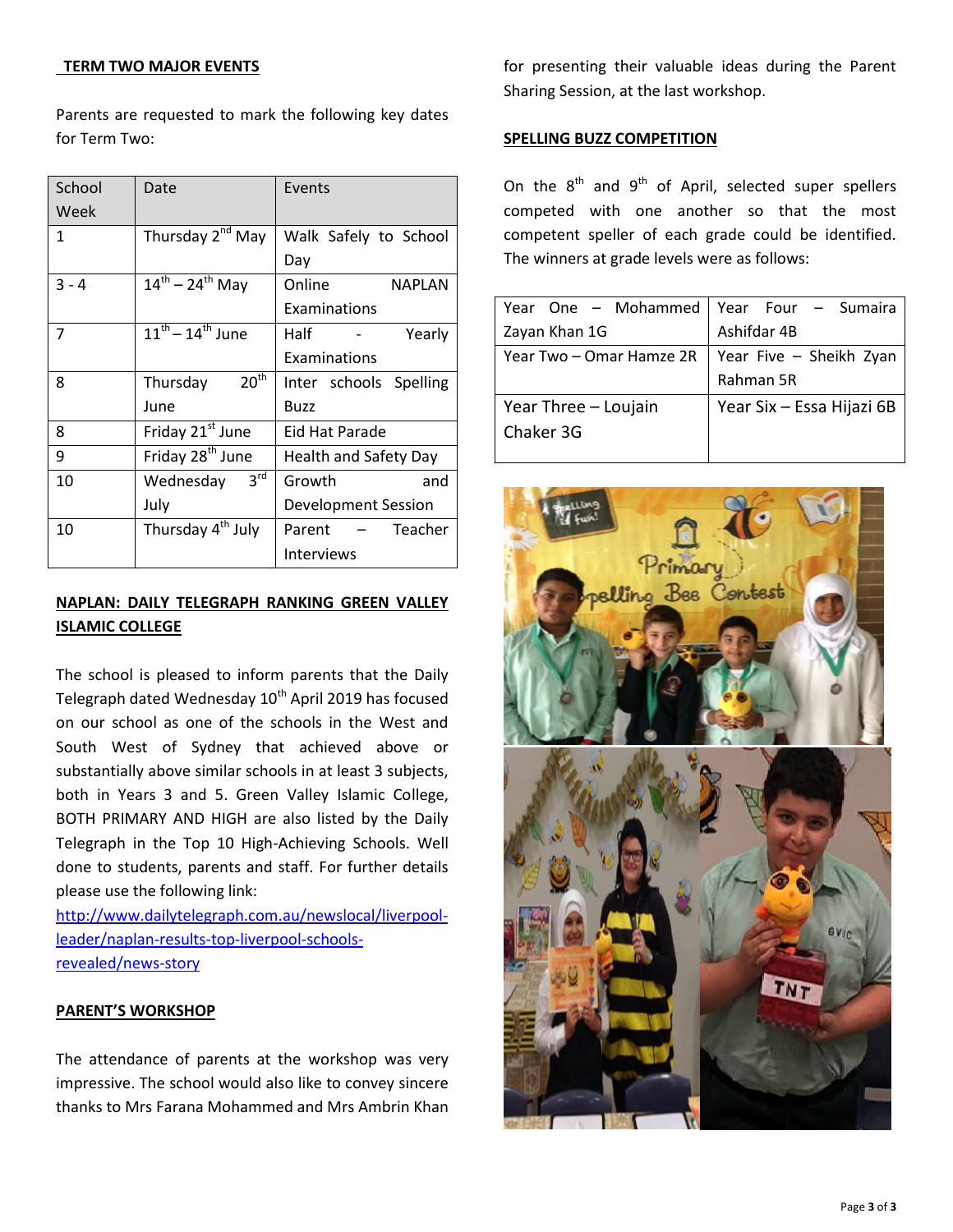## TERM TWO MAJOR EVENTS

Parents are requested to mark the following key dates for Term Two:

| School Week | Date | Events |
|---|---|---|
| 1 | Thursday 2nd May | Walk Safely to School Day |
| 3 - 4 | 14th – 24th May | Online NAPLAN Examinations |
| 7 | 11th – 14th June | Half - Yearly Examinations |
| 8 | Thursday 20th June | Inter schools Spelling Buzz |
| 8 | Friday 21st June | Eid Hat Parade |
| 9 | Friday 28th June | Health and Safety Day |
| 10 | Wednesday 3rd July | Growth and Development Session |
| 10 | Thursday 4th July | Parent – Teacher Interviews |

## NAPLAN: DAILY TELEGRAPH RANKING GREEN VALLEY ISLAMIC COLLEGE

The school is pleased to inform parents that the Daily Telegraph dated Wednesday 10th April 2019 has focused on our school as one of the schools in the West and South West of Sydney that achieved above or substantially above similar schools in at least 3 subjects, both in Years 3 and 5. Green Valley Islamic College, BOTH PRIMARY AND HIGH are also listed by the Daily Telegraph in the Top 10 High-Achieving Schools. Well done to students, parents and staff. For further details please use the following link:
http://www.dailytelegraph.com.au/newslocal/liverpool-leader/naplan-results-top-liverpool-schools-revealed/news-story

## PARENT'S WORKSHOP

The attendance of parents at the workshop was very impressive. The school would also like to convey sincere thanks to Mrs Farana Mohammed and Mrs Ambrin Khan for presenting their valuable ideas during the Parent Sharing Session, at the last workshop.

## SPELLING BUZZ COMPETITION

On the 8th and 9th of April, selected super spellers competed with one another so that the most competent speller of each grade could be identified. The winners at grade levels were as follows:

| | |
|---|---|
| Year One – Mohammed Zayan Khan 1G | Year Four – Sumaira Ashifdar 4B |
| Year Two – Omar Hamze 2R | Year Five – Sheikh Zyan Rahman 5R |
| Year Three – Loujain Chaker 3G | Year Six – Essa Hijazi 6B |